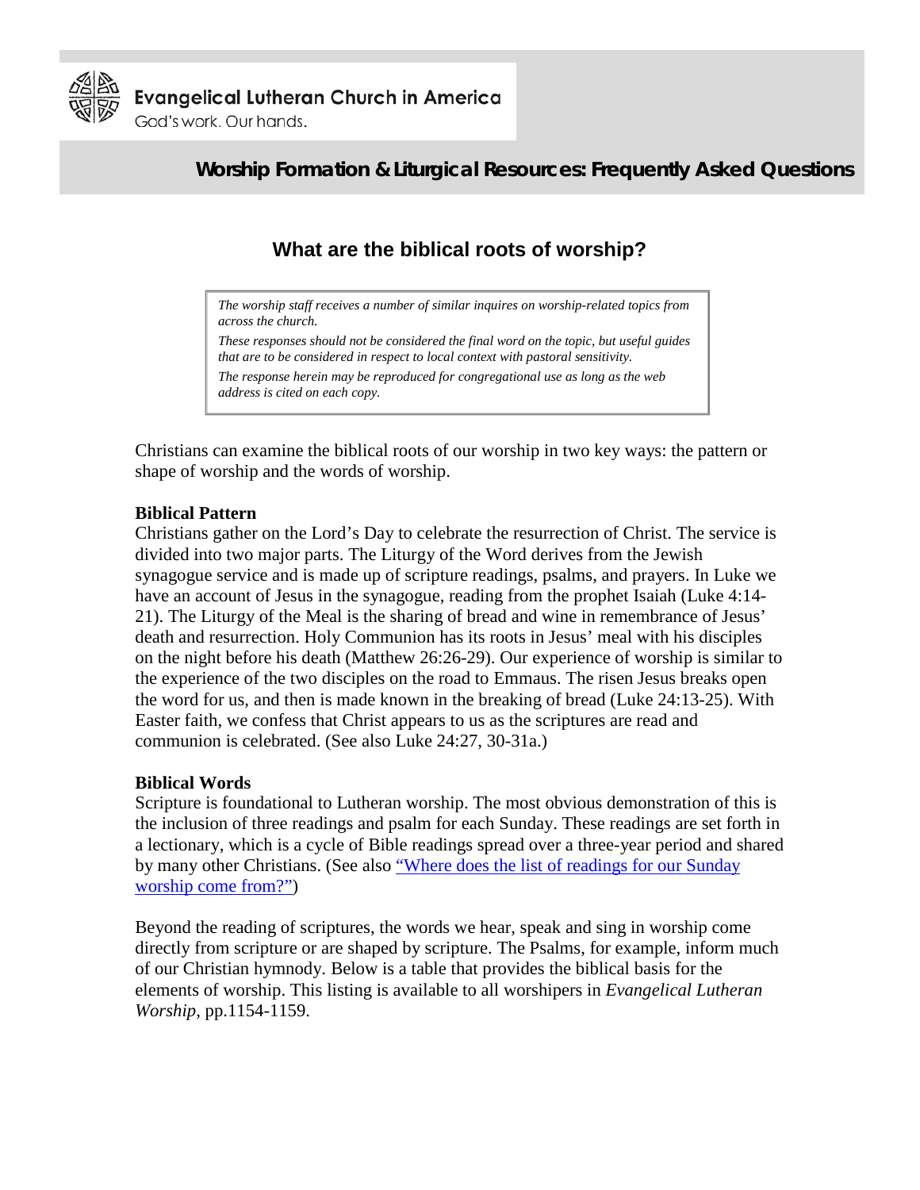Evangelical Lutheran Church in America

God's work. Our hands.

**Worship Formation & Liturgical Resources: Frequently Asked Questions**

# What are the biblical roots of worship?

> *The worship staff receives a number of similar inquires on worship-related topics from across the church.*
>
> *These responses should not be considered the final word on the topic, but useful guides that are to be considered in respect to local context with pastoral sensitivity.*
>
> *The response herein may be reproduced for congregational use as long as the web address is cited on each copy.*

Christians can examine the biblical roots of our worship in two key ways: the pattern or shape of worship and the words of worship.

**Biblical Pattern**

Christians gather on the Lord's Day to celebrate the resurrection of Christ. The service is divided into two major parts. The Liturgy of the Word derives from the Jewish synagogue service and is made up of scripture readings, psalms, and prayers. In Luke we have an account of Jesus in the synagogue, reading from the prophet Isaiah (Luke 4:14-21). The Liturgy of the Meal is the sharing of bread and wine in remembrance of Jesus' death and resurrection. Holy Communion has its roots in Jesus' meal with his disciples on the night before his death (Matthew 26:26-29). Our experience of worship is similar to the experience of the two disciples on the road to Emmaus. The risen Jesus breaks open the word for us, and then is made known in the breaking of bread (Luke 24:13-25). With Easter faith, we confess that Christ appears to us as the scriptures are read and communion is celebrated. (See also Luke 24:27, 30-31a.)

**Biblical Words**

Scripture is foundational to Lutheran worship. The most obvious demonstration of this is the inclusion of three readings and psalm for each Sunday. These readings are set forth in a lectionary, which is a cycle of Bible readings spread over a three-year period and shared by many other Christians. (See also "Where does the list of readings for our Sunday worship come from?")

Beyond the reading of scriptures, the words we hear, speak and sing in worship come directly from scripture or are shaped by scripture. The Psalms, for example, inform much of our Christian hymnody. Below is a table that provides the biblical basis for the elements of worship. This listing is available to all worshipers in *Evangelical Lutheran Worship*, pp.1154-1159.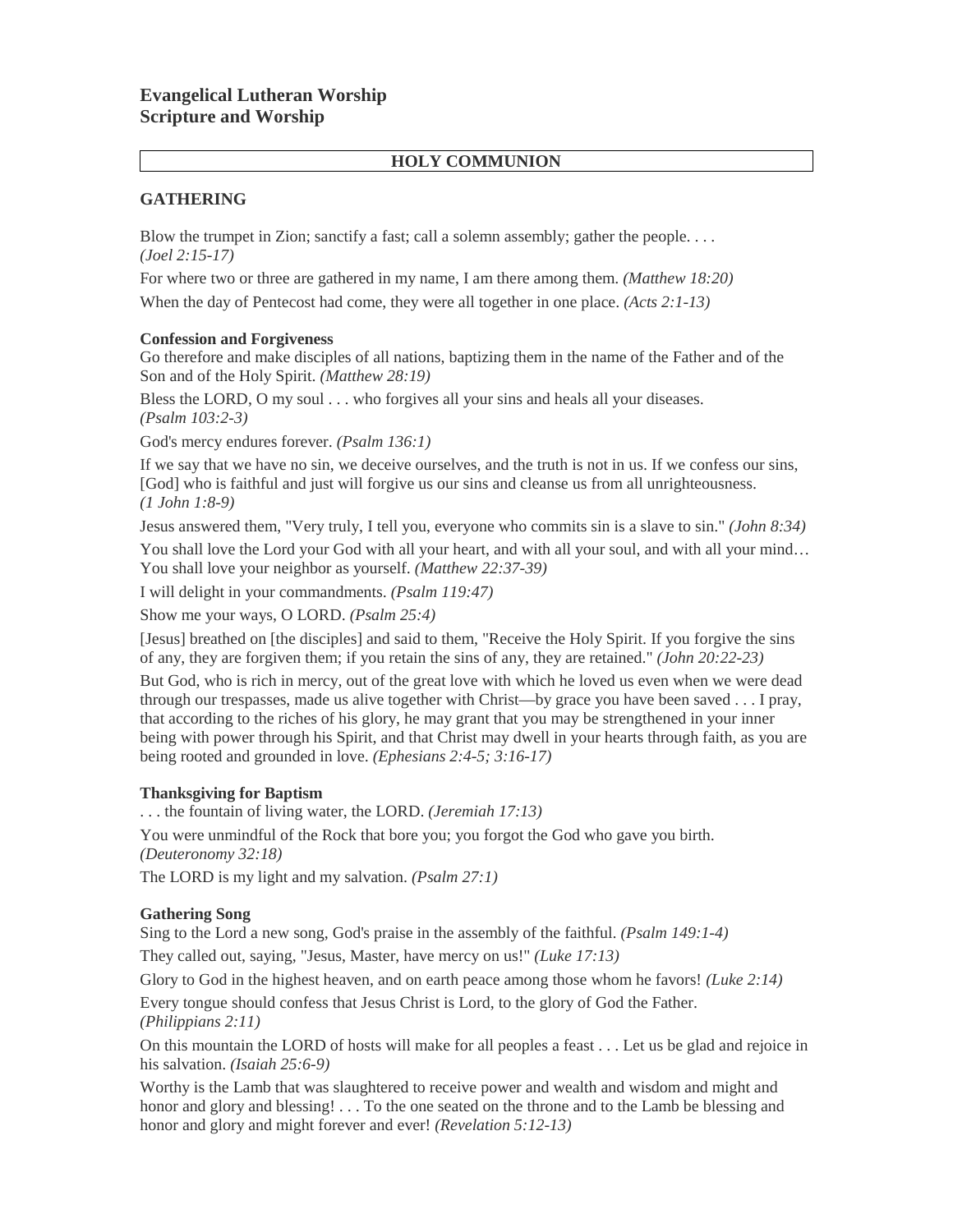# Evangelical Lutheran Worship
# Scripture and Worship

## HOLY COMMUNION

### GATHERING

Blow the trumpet in Zion; sanctify a fast; call a solemn assembly; gather the people. . . . *(Joel 2:15-17)*

For where two or three are gathered in my name, I am there among them. *(Matthew 18:20)*

When the day of Pentecost had come, they were all together in one place. *(Acts 2:1-13)*

#### Confession and Forgiveness

Go therefore and make disciples of all nations, baptizing them in the name of the Father and of the Son and of the Holy Spirit. *(Matthew 28:19)*

Bless the LORD, O my soul . . . who forgives all your sins and heals all your diseases. *(Psalm 103:2-3)*

God's mercy endures forever. *(Psalm 136:1)*

If we say that we have no sin, we deceive ourselves, and the truth is not in us. If we confess our sins, [God] who is faithful and just will forgive us our sins and cleanse us from all unrighteousness. *(1 John 1:8-9)*

Jesus answered them, "Very truly, I tell you, everyone who commits sin is a slave to sin." *(John 8:34)*

You shall love the Lord your God with all your heart, and with all your soul, and with all your mind… You shall love your neighbor as yourself. *(Matthew 22:37-39)*

I will delight in your commandments. *(Psalm 119:47)*

Show me your ways, O LORD. *(Psalm 25:4)*

[Jesus] breathed on [the disciples] and said to them, "Receive the Holy Spirit. If you forgive the sins of any, they are forgiven them; if you retain the sins of any, they are retained." *(John 20:22-23)*

But God, who is rich in mercy, out of the great love with which he loved us even when we were dead through our trespasses, made us alive together with Christ—by grace you have been saved . . . I pray, that according to the riches of his glory, he may grant that you may be strengthened in your inner being with power through his Spirit, and that Christ may dwell in your hearts through faith, as you are being rooted and grounded in love. *(Ephesians 2:4-5; 3:16-17)*

#### Thanksgiving for Baptism

. . . the fountain of living water, the LORD. *(Jeremiah 17:13)*

You were unmindful of the Rock that bore you; you forgot the God who gave you birth. *(Deuteronomy 32:18)*

The LORD is my light and my salvation. *(Psalm 27:1)*

#### Gathering Song

Sing to the Lord a new song, God's praise in the assembly of the faithful. *(Psalm 149:1-4)*

They called out, saying, "Jesus, Master, have mercy on us!" *(Luke 17:13)*

Glory to God in the highest heaven, and on earth peace among those whom he favors! *(Luke 2:14)*

Every tongue should confess that Jesus Christ is Lord, to the glory of God the Father. *(Philippians 2:11)*

On this mountain the LORD of hosts will make for all peoples a feast . . . Let us be glad and rejoice in his salvation. *(Isaiah 25:6-9)*

Worthy is the Lamb that was slaughtered to receive power and wealth and wisdom and might and honor and glory and blessing! . . . To the one seated on the throne and to the Lamb be blessing and honor and glory and might forever and ever! *(Revelation 5:12-13)*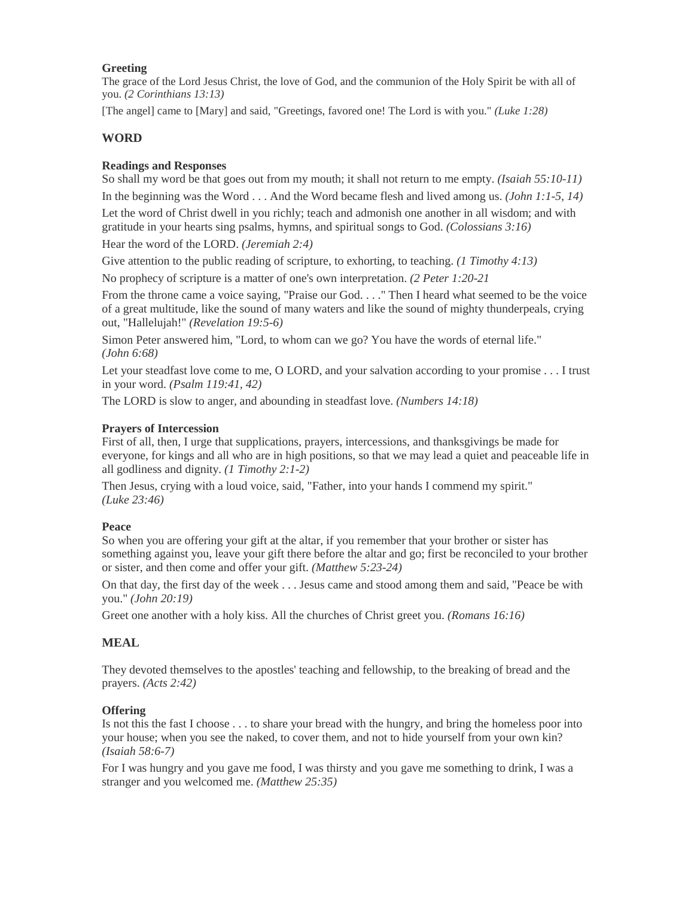**Greeting**

The grace of the Lord Jesus Christ, the love of God, and the communion of the Holy Spirit be with all of you. *(2 Corinthians 13:13)*

[The angel] came to [Mary] and said, "Greetings, favored one! The Lord is with you." *(Luke 1:28)*

## WORD

**Readings and Responses**

So shall my word be that goes out from my mouth; it shall not return to me empty. *(Isaiah 55:10-11)*

In the beginning was the Word . . . And the Word became flesh and lived among us. *(John 1:1-5, 14)*

Let the word of Christ dwell in you richly; teach and admonish one another in all wisdom; and with gratitude in your hearts sing psalms, hymns, and spiritual songs to God. *(Colossians 3:16)*

Hear the word of the LORD. *(Jeremiah 2:4)*

Give attention to the public reading of scripture, to exhorting, to teaching. *(1 Timothy 4:13)*

No prophecy of scripture is a matter of one's own interpretation. *(2 Peter 1:20-21*

From the throne came a voice saying, "Praise our God. . . ." Then I heard what seemed to be the voice of a great multitude, like the sound of many waters and like the sound of mighty thunderpeals, crying out, "Hallelujah!" *(Revelation 19:5-6)*

Simon Peter answered him, "Lord, to whom can we go? You have the words of eternal life." *(John 6:68)*

Let your steadfast love come to me, O LORD, and your salvation according to your promise . . . I trust in your word. *(Psalm 119:41, 42)*

The LORD is slow to anger, and abounding in steadfast love. *(Numbers 14:18)*

**Prayers of Intercession**

First of all, then, I urge that supplications, prayers, intercessions, and thanksgivings be made for everyone, for kings and all who are in high positions, so that we may lead a quiet and peaceable life in all godliness and dignity. *(1 Timothy 2:1-2)*

Then Jesus, crying with a loud voice, said, "Father, into your hands I commend my spirit." *(Luke 23:46)*

**Peace**

So when you are offering your gift at the altar, if you remember that your brother or sister has something against you, leave your gift there before the altar and go; first be reconciled to your brother or sister, and then come and offer your gift. *(Matthew 5:23-24)*

On that day, the first day of the week . . . Jesus came and stood among them and said, "Peace be with you." *(John 20:19)*

Greet one another with a holy kiss. All the churches of Christ greet you. *(Romans 16:16)*

## MEAL

They devoted themselves to the apostles' teaching and fellowship, to the breaking of bread and the prayers. *(Acts 2:42)*

**Offering**

Is not this the fast I choose . . . to share your bread with the hungry, and bring the homeless poor into your house; when you see the naked, to cover them, and not to hide yourself from your own kin? *(Isaiah 58:6-7)*

For I was hungry and you gave me food, I was thirsty and you gave me something to drink, I was a stranger and you welcomed me. *(Matthew 25:35)*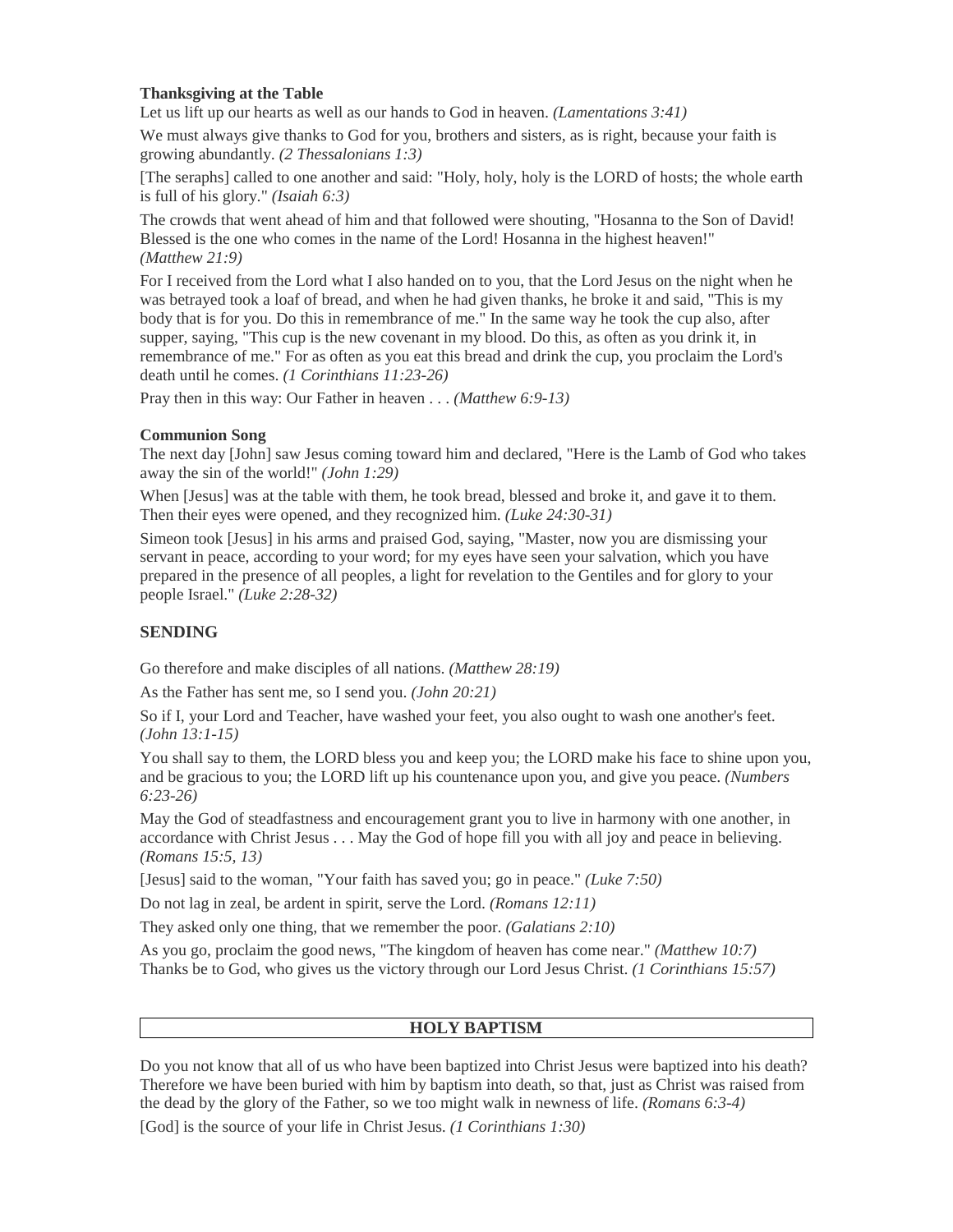**Thanksgiving at the Table**

Let us lift up our hearts as well as our hands to God in heaven. *(Lamentations 3:41)*

We must always give thanks to God for you, brothers and sisters, as is right, because your faith is growing abundantly. *(2 Thessalonians 1:3)*

[The seraphs] called to one another and said: "Holy, holy, holy is the LORD of hosts; the whole earth is full of his glory." *(Isaiah 6:3)*

The crowds that went ahead of him and that followed were shouting, "Hosanna to the Son of David! Blessed is the one who comes in the name of the Lord! Hosanna in the highest heaven!" *(Matthew 21:9)*

For I received from the Lord what I also handed on to you, that the Lord Jesus on the night when he was betrayed took a loaf of bread, and when he had given thanks, he broke it and said, "This is my body that is for you. Do this in remembrance of me." In the same way he took the cup also, after supper, saying, "This cup is the new covenant in my blood. Do this, as often as you drink it, in remembrance of me." For as often as you eat this bread and drink the cup, you proclaim the Lord's death until he comes. *(1 Corinthians 11:23-26)*

Pray then in this way: Our Father in heaven . . . *(Matthew 6:9-13)*

**Communion Song**

The next day [John] saw Jesus coming toward him and declared, "Here is the Lamb of God who takes away the sin of the world!" *(John 1:29)*

When [Jesus] was at the table with them, he took bread, blessed and broke it, and gave it to them. Then their eyes were opened, and they recognized him. *(Luke 24:30-31)*

Simeon took [Jesus] in his arms and praised God, saying, "Master, now you are dismissing your servant in peace, according to your word; for my eyes have seen your salvation, which you have prepared in the presence of all peoples, a light for revelation to the Gentiles and for glory to your people Israel." *(Luke 2:28-32)*

## SENDING

Go therefore and make disciples of all nations. *(Matthew 28:19)*

As the Father has sent me, so I send you. *(John 20:21)*

So if I, your Lord and Teacher, have washed your feet, you also ought to wash one another's feet. *(John 13:1-15)*

You shall say to them, the LORD bless you and keep you; the LORD make his face to shine upon you, and be gracious to you; the LORD lift up his countenance upon you, and give you peace. *(Numbers 6:23-26)*

May the God of steadfastness and encouragement grant you to live in harmony with one another, in accordance with Christ Jesus . . . May the God of hope fill you with all joy and peace in believing. *(Romans 15:5, 13)*

[Jesus] said to the woman, "Your faith has saved you; go in peace." *(Luke 7:50)*

Do not lag in zeal, be ardent in spirit, serve the Lord. *(Romans 12:11)*

They asked only one thing, that we remember the poor. *(Galatians 2:10)*

As you go, proclaim the good news, "The kingdom of heaven has come near." *(Matthew 10:7)*
Thanks be to God, who gives us the victory through our Lord Jesus Christ. *(1 Corinthians 15:57)*

## HOLY BAPTISM

Do you not know that all of us who have been baptized into Christ Jesus were baptized into his death? Therefore we have been buried with him by baptism into death, so that, just as Christ was raised from the dead by the glory of the Father, so we too might walk in newness of life. *(Romans 6:3-4)*

[God] is the source of your life in Christ Jesus. *(1 Corinthians 1:30)*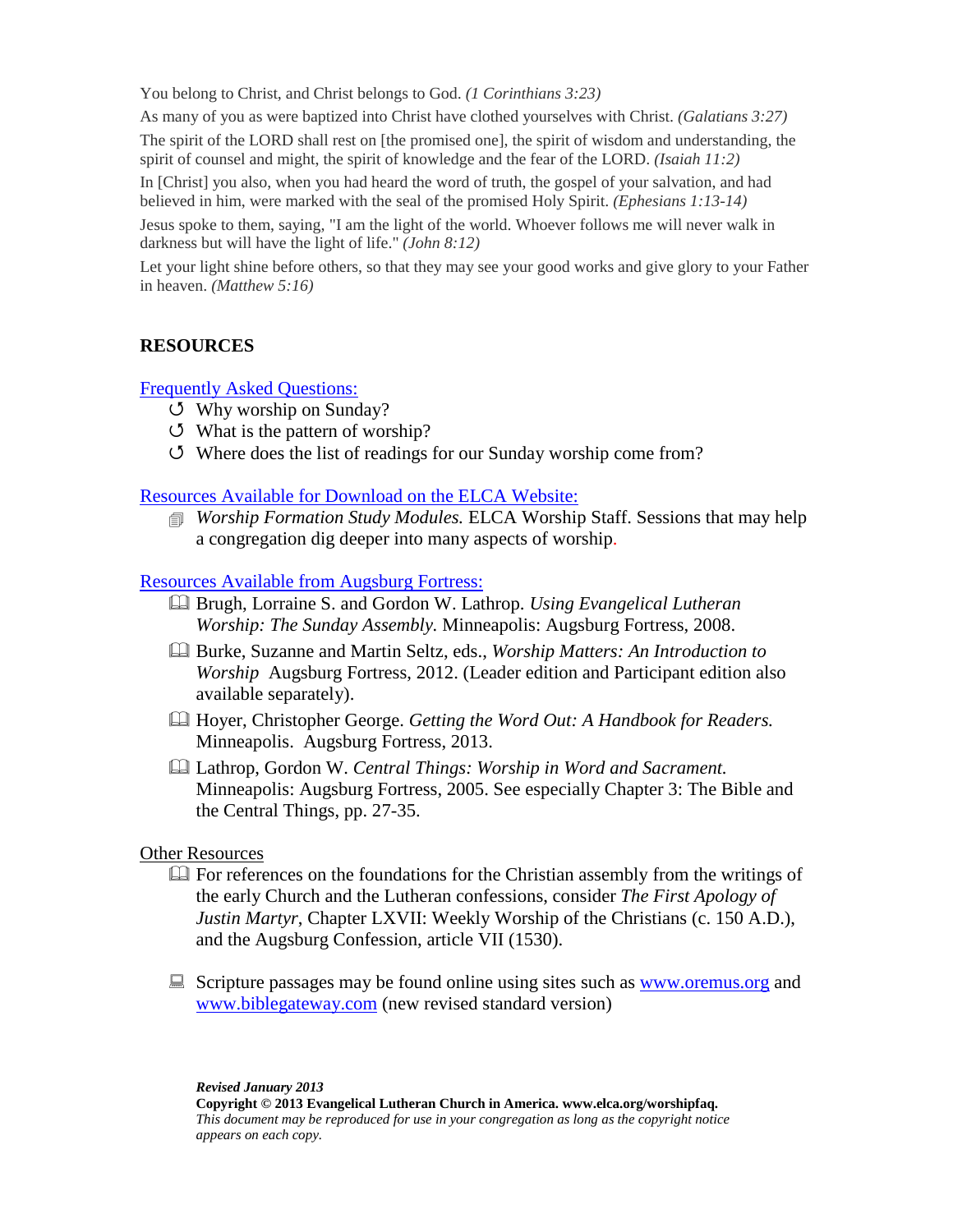You belong to Christ, and Christ belongs to God. *(1 Corinthians 3:23)*

As many of you as were baptized into Christ have clothed yourselves with Christ. *(Galatians 3:27)*

The spirit of the LORD shall rest on [the promised one], the spirit of wisdom and understanding, the spirit of counsel and might, the spirit of knowledge and the fear of the LORD. *(Isaiah 11:2)*

In [Christ] you also, when you had heard the word of truth, the gospel of your salvation, and had believed in him, were marked with the seal of the promised Holy Spirit. *(Ephesians 1:13-14)*

Jesus spoke to them, saying, "I am the light of the world. Whoever follows me will never walk in darkness but will have the light of life." *(John 8:12)*

Let your light shine before others, so that they may see your good works and give glory to your Father in heaven. *(Matthew 5:16)*

## RESOURCES

Frequently Asked Questions:

- Why worship on Sunday?
- What is the pattern of worship?
- Where does the list of readings for our Sunday worship come from?

Resources Available for Download on the ELCA Website:

- *Worship Formation Study Modules.* ELCA Worship Staff. Sessions that may help a congregation dig deeper into many aspects of worship.

Resources Available from Augsburg Fortress:

- Brugh, Lorraine S. and Gordon W. Lathrop. *Using Evangelical Lutheran Worship: The Sunday Assembly.* Minneapolis: Augsburg Fortress, 2008.
- Burke, Suzanne and Martin Seltz, eds., *Worship Matters: An Introduction to Worship* Augsburg Fortress, 2012. (Leader edition and Participant edition also available separately).
- Hoyer, Christopher George. *Getting the Word Out: A Handbook for Readers.* Minneapolis. Augsburg Fortress, 2013.
- Lathrop, Gordon W. *Central Things: Worship in Word and Sacrament.* Minneapolis: Augsburg Fortress, 2005. See especially Chapter 3: The Bible and the Central Things, pp. 27-35.

Other Resources

- For references on the foundations for the Christian assembly from the writings of the early Church and the Lutheran confessions, consider *The First Apology of Justin Martyr*, Chapter LXVII: Weekly Worship of the Christians (c. 150 A.D.), and the Augsburg Confession, article VII (1530).
- Scripture passages may be found online using sites such as www.oremus.org and www.biblegateway.com (new revised standard version)

***Revised January 2013***
**Copyright © 2013 Evangelical Lutheran Church in America. www.elca.org/worshipfaq.**
*This document may be reproduced for use in your congregation as long as the copyright notice appears on each copy.*